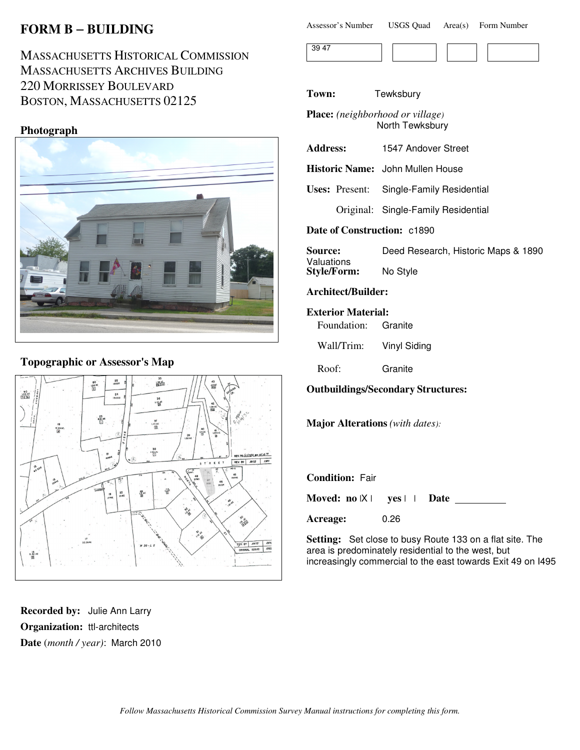# FORM B – BUILDING

MASSACHUSETTS HISTORICAL COMMISSION
MASSACHUSETTS ARCHIVES BUILDING
220 MORRISSEY BOULEVARD
BOSTON, MASSACHUSETTS 02125

| Assessor's Number | USGS Quad | Area(s) | Form Number |
|---|---|---|---|
| 39 47 | | | |

**Town:** Tewksbury

**Place:** *(neighborhood or village)* North Tewksbury

**Address:** 1547 Andover Street

**Historic Name:** John Mullen House

**Uses:** Present: Single-Family Residential

Original: Single-Family Residential

**Date of Construction:** c1890

**Source:** Deed Research, Historic Maps & 1890 Valuations

**Style/Form:** No Style

**Architect/Builder:**

**Exterior Material:**

Foundation: Granite

Wall/Trim: Vinyl Siding

Roof: Granite

**Outbuildings/Secondary Structures:**

**Major Alterations** *(with dates):*

**Condition:** Fair

**Moved:** no |X| yes | | **Date** ______

**Acreage:** 0.26

**Setting:** Set close to busy Route 133 on a flat site. The area is predominately residential to the west, but increasingly commercial to the east towards Exit 49 on I495

### Photograph

### Topographic or Assessor's Map

**Recorded by:** Julie Ann Larry

**Organization:** ttl-architects

**Date** (*month / year*): March 2010

*Follow Massachusetts Historical Commission Survey Manual instructions for completing this form.*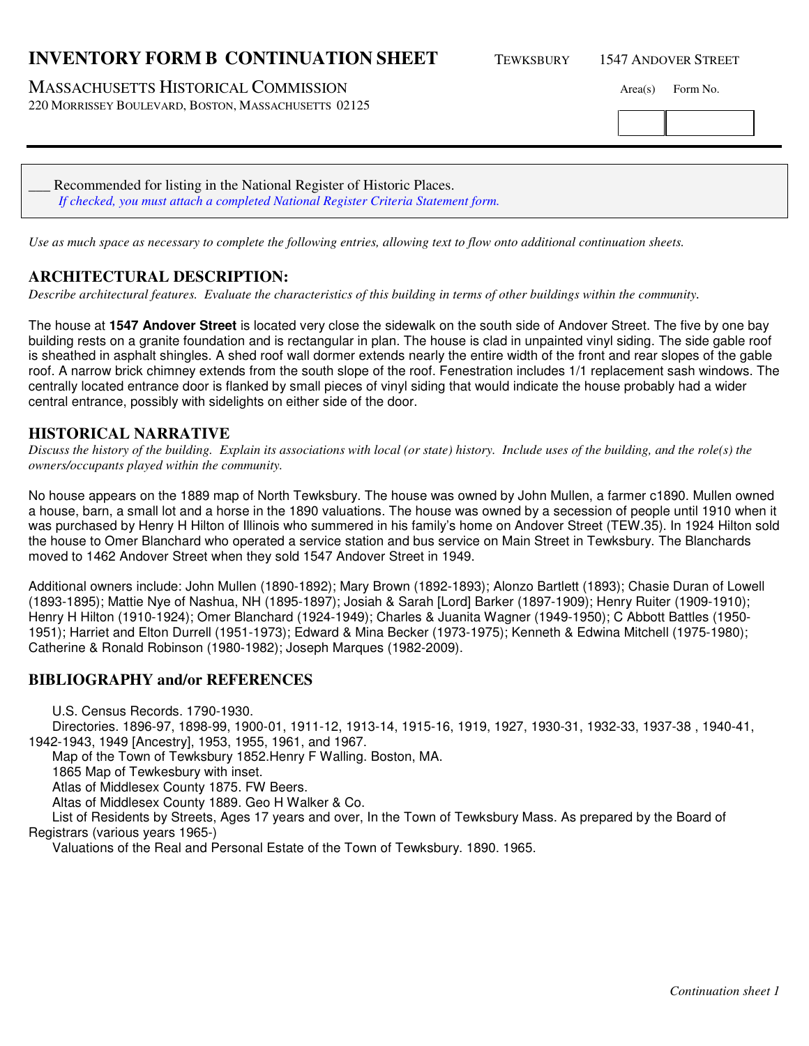# INVENTORY FORM B CONTINUATION SHEET

TEWKSBURY 1547 ANDOVER STREET

MASSACHUSETTS HISTORICAL COMMISSION
220 MORRISSEY BOULEVARD, BOSTON, MASSACHUSETTS 02125

Area(s) Form No.

___ Recommended for listing in the National Register of Historic Places.
*If checked, you must attach a completed National Register Criteria Statement form.*

*Use as much space as necessary to complete the following entries, allowing text to flow onto additional continuation sheets.*

## ARCHITECTURAL DESCRIPTION:

*Describe architectural features. Evaluate the characteristics of this building in terms of other buildings within the community.*

The house at **1547 Andover Street** is located very close the sidewalk on the south side of Andover Street. The five by one bay building rests on a granite foundation and is rectangular in plan. The house is clad in unpainted vinyl siding. The side gable roof is sheathed in asphalt shingles. A shed roof wall dormer extends nearly the entire width of the front and rear slopes of the gable roof. A narrow brick chimney extends from the south slope of the roof. Fenestration includes 1/1 replacement sash windows. The centrally located entrance door is flanked by small pieces of vinyl siding that would indicate the house probably had a wider central entrance, possibly with sidelights on either side of the door.

## HISTORICAL NARRATIVE

*Discuss the history of the building. Explain its associations with local (or state) history. Include uses of the building, and the role(s) the owners/occupants played within the community.*

No house appears on the 1889 map of North Tewksbury. The house was owned by John Mullen, a farmer c1890. Mullen owned a house, barn, a small lot and a horse in the 1890 valuations. The house was owned by a secession of people until 1910 when it was purchased by Henry H Hilton of Illinois who summered in his family's home on Andover Street (TEW.35). In 1924 Hilton sold the house to Omer Blanchard who operated a service station and bus service on Main Street in Tewksbury. The Blanchards moved to 1462 Andover Street when they sold 1547 Andover Street in 1949.

Additional owners include: John Mullen (1890-1892); Mary Brown (1892-1893); Alonzo Bartlett (1893); Chasie Duran of Lowell (1893-1895); Mattie Nye of Nashua, NH (1895-1897); Josiah & Sarah [Lord] Barker (1897-1909); Henry Ruiter (1909-1910); Henry H Hilton (1910-1924); Omer Blanchard (1924-1949); Charles & Juanita Wagner (1949-1950); C Abbott Battles (1950-1951); Harriet and Elton Durrell (1951-1973); Edward & Mina Becker (1973-1975); Kenneth & Edwina Mitchell (1975-1980); Catherine & Ronald Robinson (1980-1982); Joseph Marques (1982-2009).

## BIBLIOGRAPHY and/or REFERENCES

U.S. Census Records. 1790-1930.

Directories. 1896-97, 1898-99, 1900-01, 1911-12, 1913-14, 1915-16, 1919, 1927, 1930-31, 1932-33, 1937-38 , 1940-41, 1942-1943, 1949 [Ancestry], 1953, 1955, 1961, and 1967.

Map of the Town of Tewksbury 1852.Henry F Walling. Boston, MA.

1865 Map of Tewkesbury with inset.

Altas of Middlesex County 1875. FW Beers.

Altas of Middlesex County 1889. Geo H Walker & Co.

List of Residents by Streets, Ages 17 years and over, In the Town of Tewksbury Mass. As prepared by the Board of Registrars (various years 1965-)

Valuations of the Real and Personal Estate of the Town of Tewksbury. 1890. 1965.

*Continuation sheet 1*